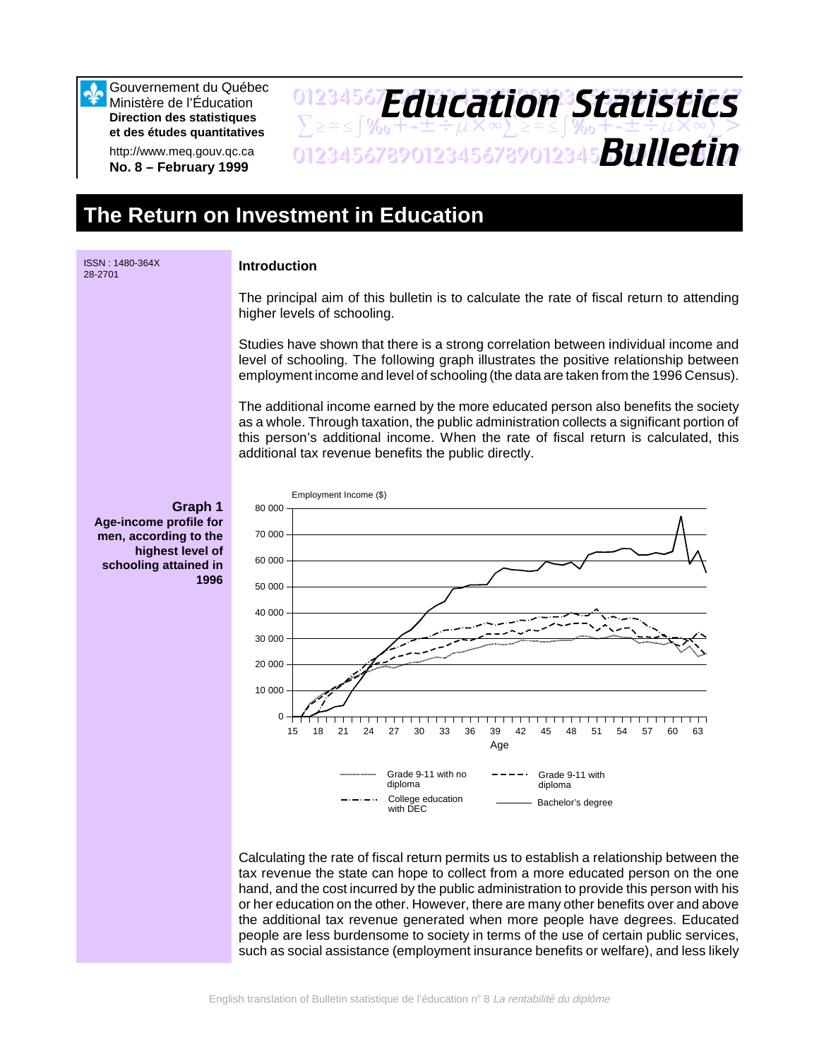Gouvernement du Québec
Ministère de l'Éducation
**Direction des statistiques et des études quantitatives**

http://www.meq.gouv.qc.ca
**No. 8 – February 1999**

# Education Statistics Bulletin

# The Return on Investment in Education

ISSN : 1480-364X
28-2701

### Introduction

The principal aim of this bulletin is to calculate the rate of fiscal return to attending higher levels of schooling.

Studies have shown that there is a strong correlation between individual income and level of schooling. The following graph illustrates the positive relationship between employment income and level of schooling (the data are taken from the 1996 Census).

The additional income earned by the more educated person also benefits the society as a whole. Through taxation, the public administration collects a significant portion of this person's additional income. When the rate of fiscal return is calculated, this additional tax revenue benefits the public directly.

**Graph 1**
**Age-income profile for men, according to the highest level of schooling attained in 1996**

Employment Income ($) by Age (15–63). Legend: Grade 9-11 with no diploma; Grade 9-11 with diploma; College education with DEC; Bachelor's degree.

Calculating the rate of fiscal return permits us to establish a relationship between the tax revenue the state can hope to collect from a more educated person on the one hand, and the cost incurred by the public administration to provide this person with his or her education on the other. However, there are many other benefits over and above the additional tax revenue generated when more people have degrees. Educated people are less burdensome to society in terms of the use of certain public services, such as social assistance (employment insurance benefits or welfare), and less likely

English translation of Bulletin statistique de l'éducation nº 8 *La rentabilité du diplôme*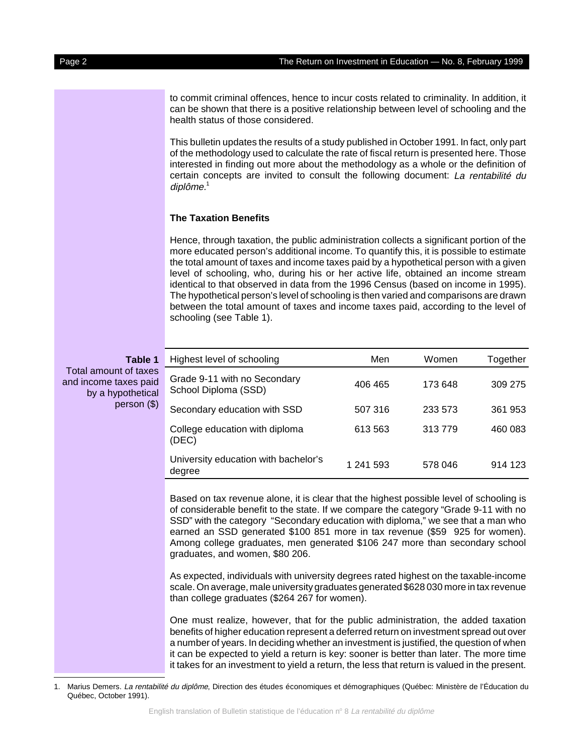to commit criminal offences, hence to incur costs related to criminality. In addition, it can be shown that there is a positive relationship between level of schooling and the health status of those considered.

This bulletin updates the results of a study published in October 1991. In fact, only part of the methodology used to calculate the rate of fiscal return is presented here. Those interested in finding out more about the methodology as a whole or the definition of certain concepts are invited to consult the following document: *La rentabilité du diplôme.*[1]

### The Taxation Benefits

Hence, through taxation, the public administration collects a significant portion of the more educated person's additional income. To quantify this, it is possible to estimate the total amount of taxes and income taxes paid by a hypothetical person with a given level of schooling, who, during his or her active life, obtained an income stream identical to that observed in data from the 1996 Census (based on income in 1995). The hypothetical person's level of schooling is then varied and comparisons are drawn between the total amount of taxes and income taxes paid, according to the level of schooling (see Table 1).

**Table 1**
Total amount of taxes and income taxes paid by a hypothetical person ($)

| Highest level of schooling | Men | Women | Together |
|---|---|---|---|
| Grade 9-11 with no Secondary School Diploma (SSD) | 406 465 | 173 648 | 309 275 |
| Secondary education with SSD | 507 316 | 233 573 | 361 953 |
| College education with diploma (DEC) | 613 563 | 313 779 | 460 083 |
| University education with bachelor's degree | 1 241 593 | 578 046 | 914 123 |

Based on tax revenue alone, it is clear that the highest possible level of schooling is of considerable benefit to the state. If we compare the category "Grade 9-11 with no SSD" with the category "Secondary education with diploma," we see that a man who earned an SSD generated $100 851 more in tax revenue ($59 925 for women). Among college graduates, men generated $106 247 more than secondary school graduates, and women, $80 206.

As expected, individuals with university degrees rated highest on the taxable-income scale. On average, male university graduates generated $628 030 more in tax revenue than college graduates ($264 267 for women).

One must realize, however, that for the public administration, the added taxation benefits of higher education represent a deferred return on investment spread out over a number of years. In deciding whether an investment is justified, the question of when it can be expected to yield a return is key: sooner is better than later. The more time it takes for an investment to yield a return, the less that return is valued in the present.

1. Marius Demers. *La rentabilité du diplôme,* Direction des études économiques et démographiques (Québec: Ministère de l'Éducation du Québec, October 1991).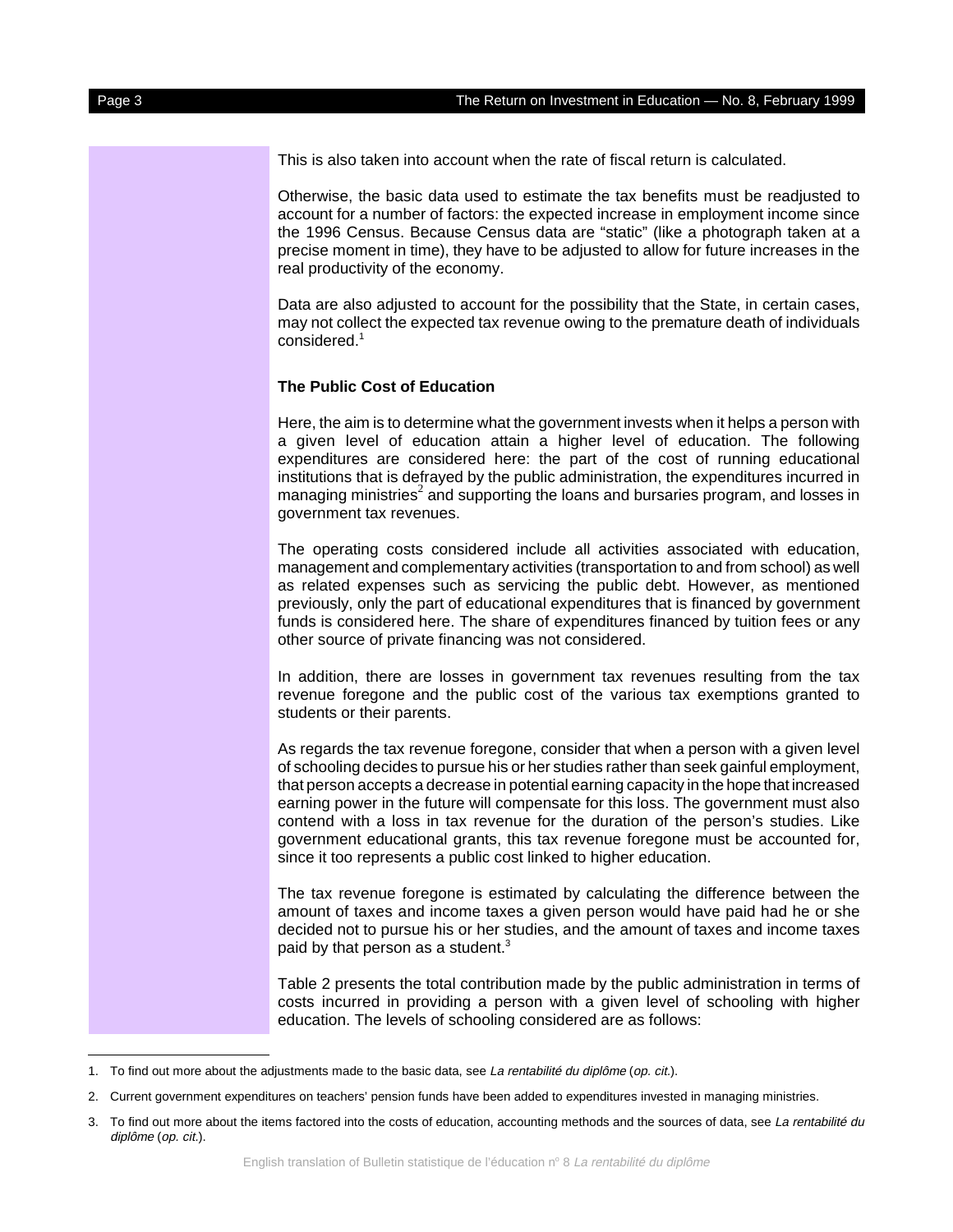This is also taken into account when the rate of fiscal return is calculated.

Otherwise, the basic data used to estimate the tax benefits must be readjusted to account for a number of factors: the expected increase in employment income since the 1996 Census. Because Census data are "static" (like a photograph taken at a precise moment in time), they have to be adjusted to allow for future increases in the real productivity of the economy.

Data are also adjusted to account for the possibility that the State, in certain cases, may not collect the expected tax revenue owing to the premature death of individuals considered.[1]

**The Public Cost of Education**

Here, the aim is to determine what the government invests when it helps a person with a given level of education attain a higher level of education. The following expenditures are considered here: the part of the cost of running educational institutions that is defrayed by the public administration, the expenditures incurred in managing ministries[2] and supporting the loans and bursaries program, and losses in government tax revenues.

The operating costs considered include all activities associated with education, management and complementary activities (transportation to and from school) as well as related expenses such as servicing the public debt. However, as mentioned previously, only the part of educational expenditures that is financed by government funds is considered here. The share of expenditures financed by tuition fees or any other source of private financing was not considered.

In addition, there are losses in government tax revenues resulting from the tax revenue foregone and the public cost of the various tax exemptions granted to students or their parents.

As regards the tax revenue foregone, consider that when a person with a given level of schooling decides to pursue his or her studies rather than seek gainful employment, that person accepts a decrease in potential earning capacity in the hope that increased earning power in the future will compensate for this loss. The government must also contend with a loss in tax revenue for the duration of the person's studies. Like government educational grants, this tax revenue foregone must be accounted for, since it too represents a public cost linked to higher education.

The tax revenue foregone is estimated by calculating the difference between the amount of taxes and income taxes a given person would have paid had he or she decided not to pursue his or her studies, and the amount of taxes and income taxes paid by that person as a student.[3]

Table 2 presents the total contribution made by the public administration in terms of costs incurred in providing a person with a given level of schooling with higher education. The levels of schooling considered are as follows:

---

1. To find out more about the adjustments made to the basic data, see *La rentabilité du diplôme* (*op. cit.*).

2. Current government expenditures on teachers' pension funds have been added to expenditures invested in managing ministries.

3. To find out more about the items factored into the costs of education, accounting methods and the sources of data, see *La rentabilité du diplôme* (*op. cit.*).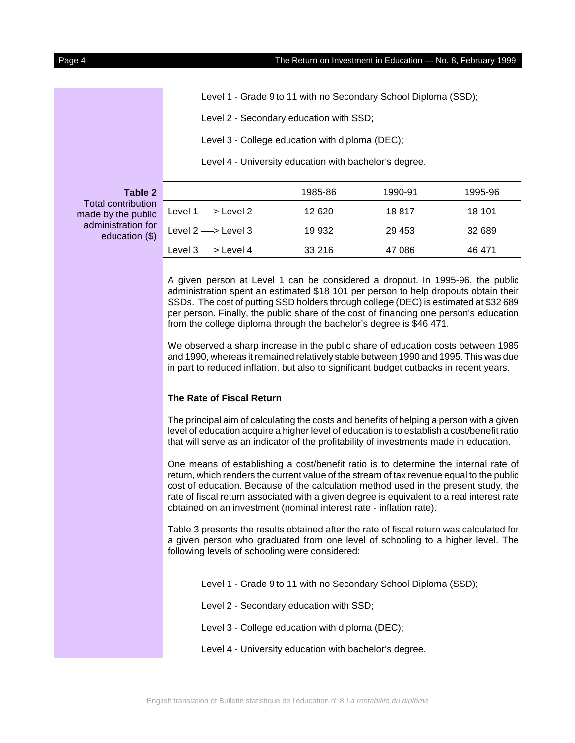Level 1 - Grade 9 to 11 with no Secondary School Diploma (SSD);

Level 2 - Secondary education with SSD;

Level 3 - College education with diploma (DEC);

Level 4 - University education with bachelor's degree.

**Table 2**
Total contribution made by the public administration for education ($)

| | 1985-86 | 1990-91 | 1995-96 |
|---|---|---|---|
| Level 1 —> Level 2 | 12 620 | 18 817 | 18 101 |
| Level 2 —> Level 3 | 19 932 | 29 453 | 32 689 |
| Level 3 —> Level 4 | 33 216 | 47 086 | 46 471 |

A given person at Level 1 can be considered a dropout. In 1995-96, the public administration spent an estimated $18 101 per person to help dropouts obtain their SSDs. The cost of putting SSD holders through college (DEC) is estimated at $32 689 per person. Finally, the public share of the cost of financing one person's education from the college diploma through the bachelor's degree is $46 471.

We observed a sharp increase in the public share of education costs between 1985 and 1990, whereas it remained relatively stable between 1990 and 1995. This was due in part to reduced inflation, but also to significant budget cutbacks in recent years.

### The Rate of Fiscal Return

The principal aim of calculating the costs and benefits of helping a person with a given level of education acquire a higher level of education is to establish a cost/benefit ratio that will serve as an indicator of the profitability of investments made in education.

One means of establishing a cost/benefit ratio is to determine the internal rate of return, which renders the current value of the stream of tax revenue equal to the public cost of education. Because of the calculation method used in the present study, the rate of fiscal return associated with a given degree is equivalent to a real interest rate obtained on an investment (nominal interest rate - inflation rate).

Table 3 presents the results obtained after the rate of fiscal return was calculated for a given person who graduated from one level of schooling to a higher level. The following levels of schooling were considered:

Level 1 - Grade 9 to 11 with no Secondary School Diploma (SSD);

Level 2 - Secondary education with SSD;

Level 3 - College education with diploma (DEC);

Level 4 - University education with bachelor's degree.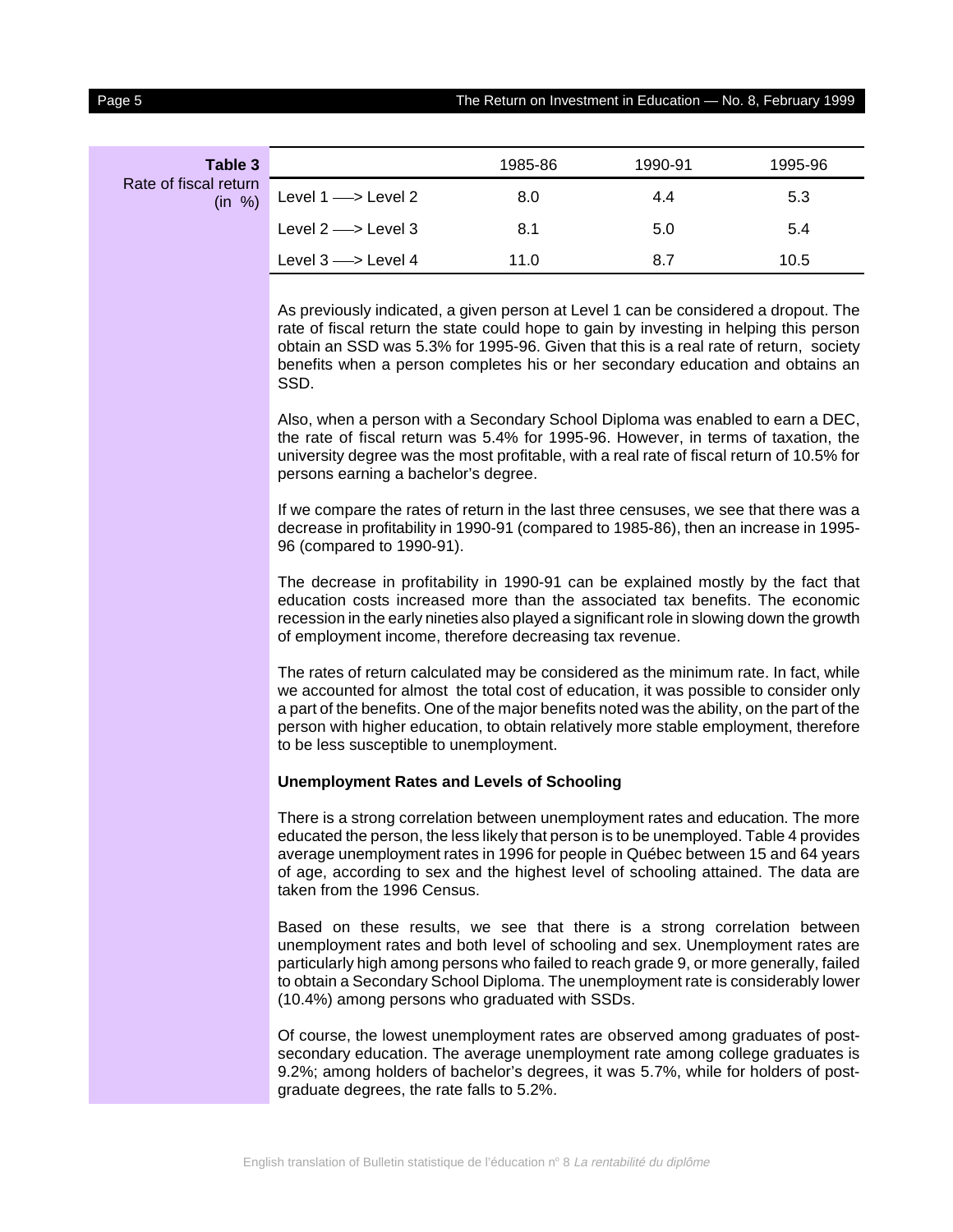**Table 3**
Rate of fiscal return (in %)

| | 1985-86 | 1990-91 | 1995-96 |
|---|---|---|---|
| Level 1 —> Level 2 | 8.0 | 4.4 | 5.3 |
| Level 2 —> Level 3 | 8.1 | 5.0 | 5.4 |
| Level 3 —> Level 4 | 11.0 | 8.7 | 10.5 |

As previously indicated, a given person at Level 1 can be considered a dropout. The rate of fiscal return the state could hope to gain by investing in helping this person obtain an SSD was 5.3% for 1995-96. Given that this is a real rate of return, society benefits when a person completes his or her secondary education and obtains an SSD.

Also, when a person with a Secondary School Diploma was enabled to earn a DEC, the rate of fiscal return was 5.4% for 1995-96. However, in terms of taxation, the university degree was the most profitable, with a real rate of fiscal return of 10.5% for persons earning a bachelor's degree.

If we compare the rates of return in the last three censuses, we see that there was a decrease in profitability in 1990-91 (compared to 1985-86), then an increase in 1995-96 (compared to 1990-91).

The decrease in profitability in 1990-91 can be explained mostly by the fact that education costs increased more than the associated tax benefits. The economic recession in the early nineties also played a significant role in slowing down the growth of employment income, therefore decreasing tax revenue.

The rates of return calculated may be considered as the minimum rate. In fact, while we accounted for almost the total cost of education, it was possible to consider only a part of the benefits. One of the major benefits noted was the ability, on the part of the person with higher education, to obtain relatively more stable employment, therefore to be less susceptible to unemployment.

**Unemployment Rates and Levels of Schooling**

There is a strong correlation between unemployment rates and education. The more educated the person, the less likely that person is to be unemployed. Table 4 provides average unemployment rates in 1996 for people in Québec between 15 and 64 years of age, according to sex and the highest level of schooling attained. The data are taken from the 1996 Census.

Based on these results, we see that there is a strong correlation between unemployment rates and both level of schooling and sex. Unemployment rates are particularly high among persons who failed to reach grade 9, or more generally, failed to obtain a Secondary School Diploma. The unemployment rate is considerably lower (10.4%) among persons who graduated with SSDs.

Of course, the lowest unemployment rates are observed among graduates of post-secondary education. The average unemployment rate among college graduates is 9.2%; among holders of bachelor's degrees, it was 5.7%, while for holders of post-graduate degrees, the rate falls to 5.2%.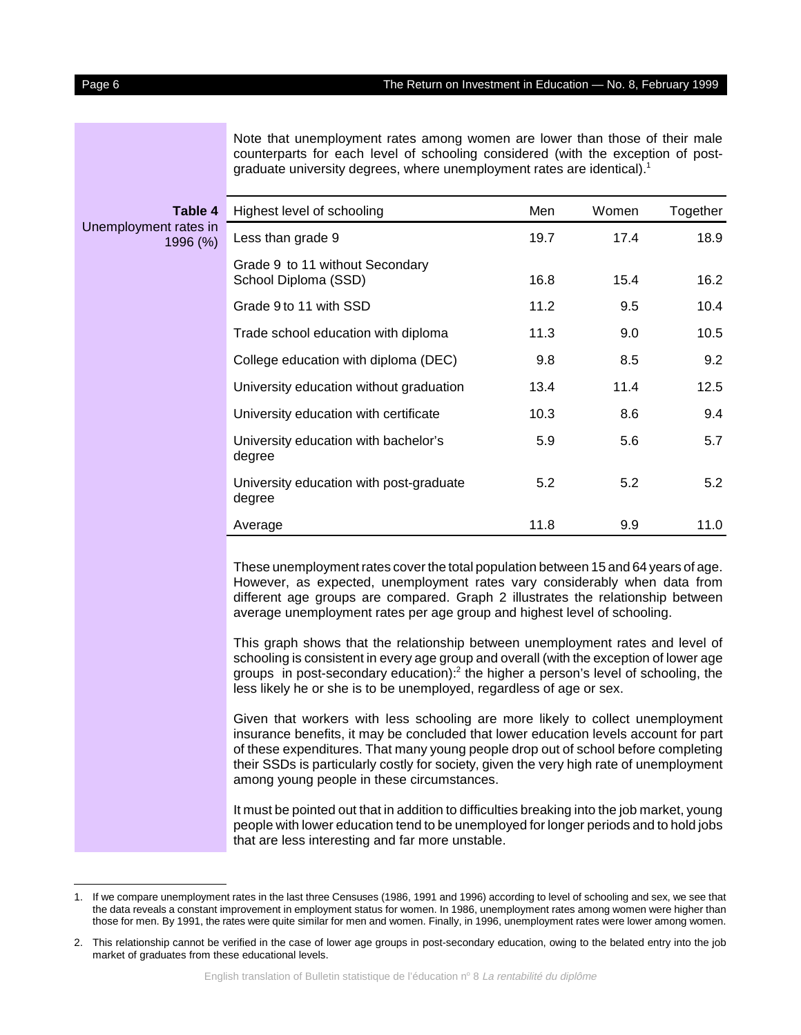Note that unemployment rates among women are lower than those of their male counterparts for each level of schooling considered (with the exception of post-graduate university degrees, where unemployment rates are identical).[1]

**Table 4**
Unemployment rates in 1996 (%)

| Highest level of schooling | Men | Women | Together |
|---|---|---|---|
| Less than grade 9 | 19.7 | 17.4 | 18.9 |
| Grade 9 to 11 without Secondary School Diploma (SSD) | 16.8 | 15.4 | 16.2 |
| Grade 9 to 11 with SSD | 11.2 | 9.5 | 10.4 |
| Trade school education with diploma | 11.3 | 9.0 | 10.5 |
| College education with diploma (DEC) | 9.8 | 8.5 | 9.2 |
| University education without graduation | 13.4 | 11.4 | 12.5 |
| University education with certificate | 10.3 | 8.6 | 9.4 |
| University education with bachelor's degree | 5.9 | 5.6 | 5.7 |
| University education with post-graduate degree | 5.2 | 5.2 | 5.2 |
| Average | 11.8 | 9.9 | 11.0 |

These unemployment rates cover the total population between 15 and 64 years of age. However, as expected, unemployment rates vary considerably when data from different age groups are compared. Graph 2 illustrates the relationship between average unemployment rates per age group and highest level of schooling.

This graph shows that the relationship between unemployment rates and level of schooling is consistent in every age group and overall (with the exception of lower age groups in post-secondary education):[2] the higher a person's level of schooling, the less likely he or she is to be unemployed, regardless of age or sex.

Given that workers with less schooling are more likely to collect unemployment insurance benefits, it may be concluded that lower education levels account for part of these expenditures. That many young people drop out of school before completing their SSDs is particularly costly for society, given the very high rate of unemployment among young people in these circumstances.

It must be pointed out that in addition to difficulties breaking into the job market, young people with lower education tend to be unemployed for longer periods and to hold jobs that are less interesting and far more unstable.

---

1. If we compare unemployment rates in the last three Censuses (1986, 1991 and 1996) according to level of schooling and sex, we see that the data reveals a constant improvement in employment status for women. In 1986, unemployment rates among women were higher than those for men. By 1991, the rates were quite similar for men and women. Finally, in 1996, unemployment rates were lower among women.

2. This relationship cannot be verified in the case of lower age groups in post-secondary education, owing to the belated entry into the job market of graduates from these educational levels.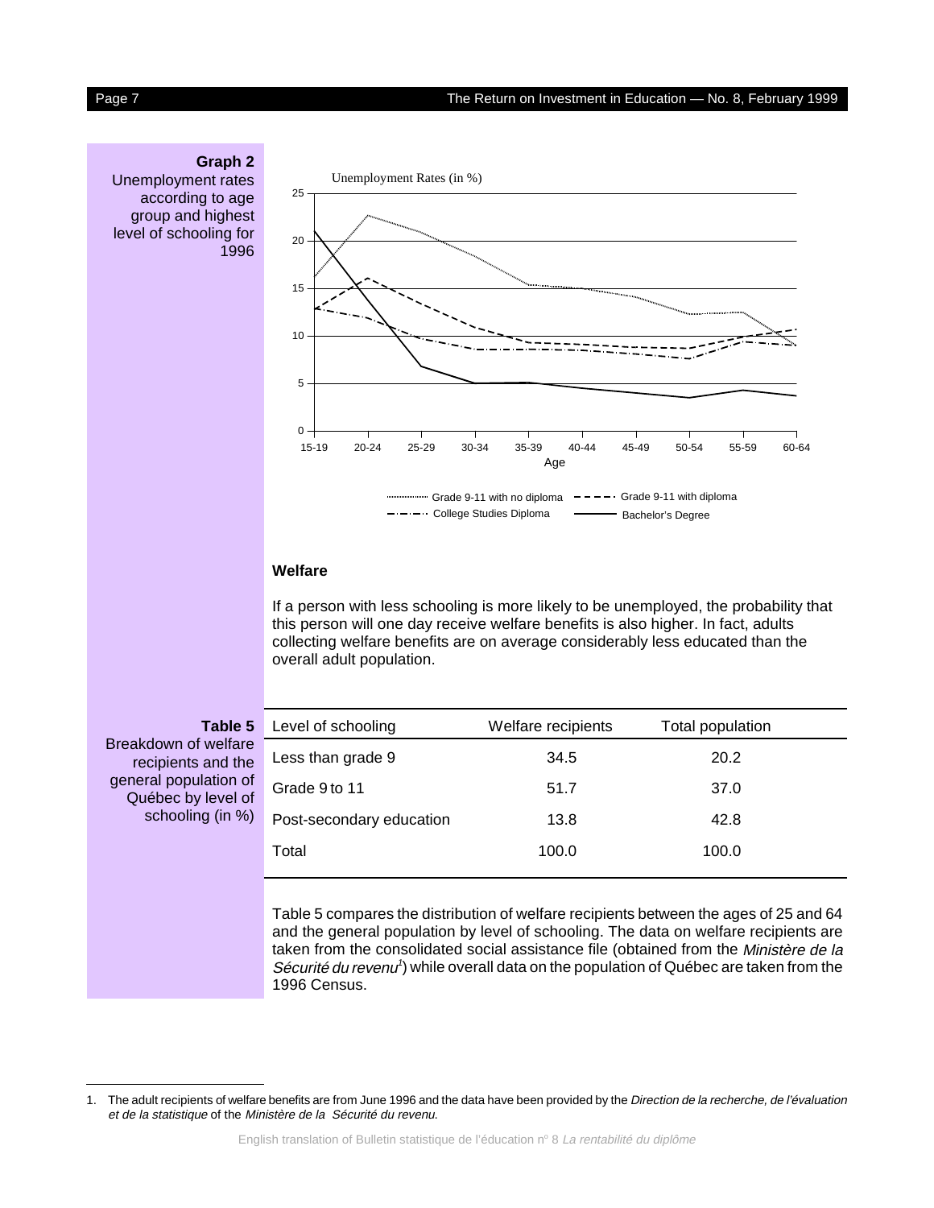**Graph 2**
Unemployment rates according to age group and highest level of schooling for 1996

Unemployment Rates (in %)

Age: 15-19, 20-24, 25-29, 30-34, 35-39, 40-44, 45-49, 50-54, 55-59, 60-64

Legend: Grade 9-11 with no diploma; Grade 9-11 with diploma; College Studies Diploma; Bachelor's Degree

## Welfare

If a person with less schooling is more likely to be unemployed, the probability that this person will one day receive welfare benefits is also higher. In fact, adults collecting welfare benefits are on average considerably less educated than the overall adult population.

**Table 5**
Breakdown of welfare recipients and the general population of Québec by level of schooling (in %)

| Level of schooling | Welfare recipients | Total population |
|---|---|---|
| Less than grade 9 | 34.5 | 20.2 |
| Grade 9 to 11 | 51.7 | 37.0 |
| Post-secondary education | 13.8 | 42.8 |
| Total | 100.0 | 100.0 |

Table 5 compares the distribution of welfare recipients between the ages of 25 and 64 and the general population by level of schooling. The data on welfare recipients are taken from the consolidated social assistance file (obtained from the *Ministère de la Sécurité du revenu*[1]) while overall data on the population of Québec are taken from the 1996 Census.

---

1. The adult recipients of welfare benefits are from June 1996 and the data have been provided by the *Direction de la recherche, de l'évaluation et de la statistique* of the *Ministère de la Sécurité du revenu.*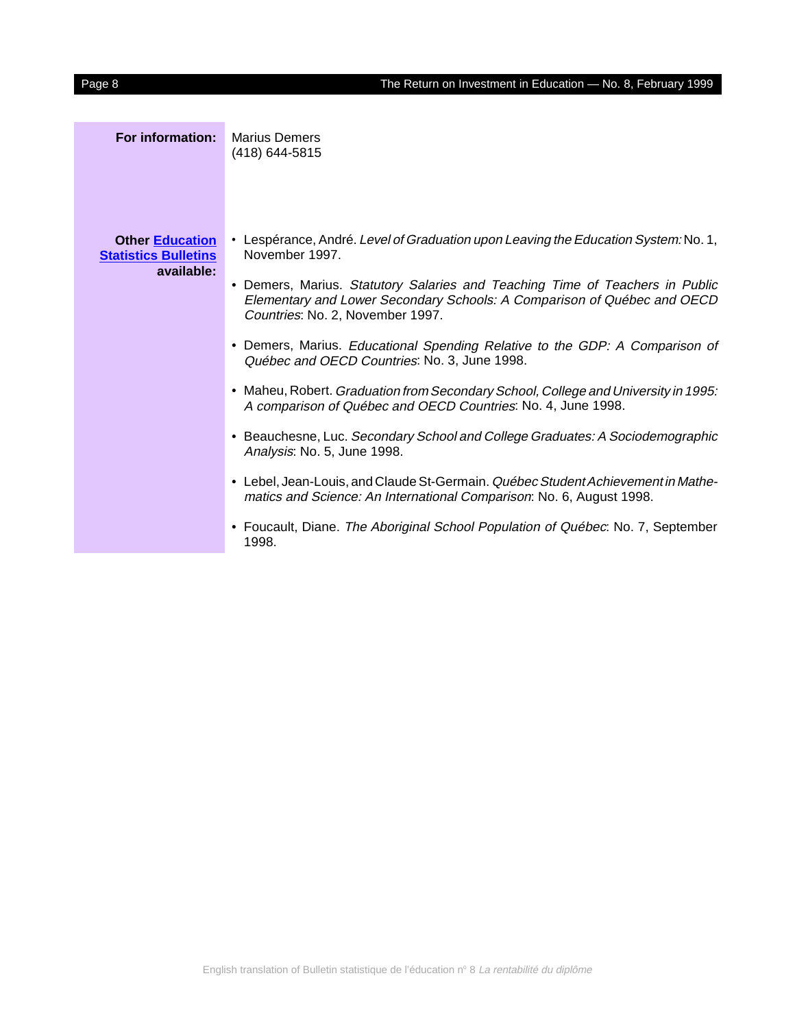**For information:** Marius Demers
(418) 644-5815

**Other Education Statistics Bulletins available:**

- Lespérance, André. *Level of Graduation upon Leaving the Education System:* No. 1, November 1997.
- Demers, Marius. *Statutory Salaries and Teaching Time of Teachers in Public Elementary and Lower Secondary Schools: A Comparison of Québec and OECD Countries*: No. 2, November 1997.
- Demers, Marius. *Educational Spending Relative to the GDP: A Comparison of Québec and OECD Countries*: No. 3, June 1998.
- Maheu, Robert. *Graduation from Secondary School, College and University in 1995: A comparison of Québec and OECD Countries*: No. 4, June 1998.
- Beauchesne, Luc. *Secondary School and College Graduates: A Sociodemographic Analysis*: No. 5, June 1998.
- Lebel, Jean-Louis, and Claude St-Germain. *Québec Student Achievement in Mathematics and Science: An International Comparison*: No. 6, August 1998.
- Foucault, Diane. *The Aboriginal School Population of Québec*: No. 7, September 1998.

English translation of Bulletin statistique de l'éducation n° 8 *La rentabilité du diplôme*